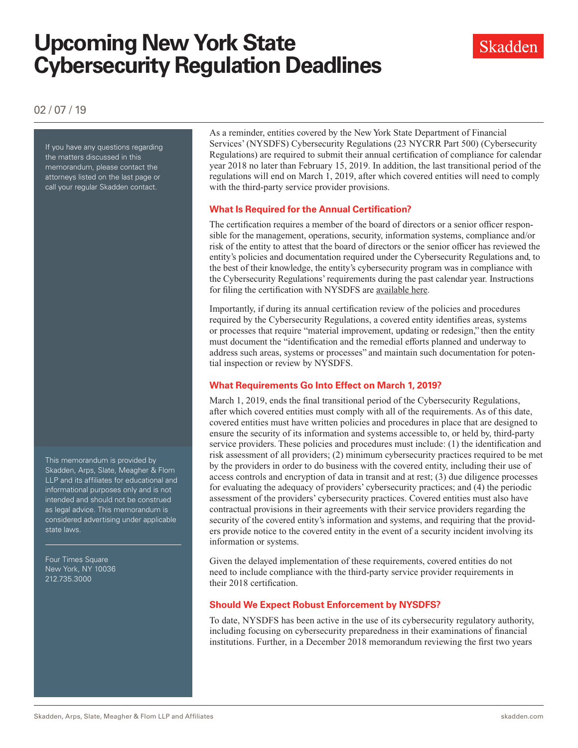# Upcoming New York State Cybersecurity Regulation Deadlines

Skadden

02 / 07 / 19

If you have any questions regarding the matters discussed in this memorandum, please contact the attorneys listed on the last page or call your regular Skadden contact.

This memorandum is provided by Skadden, Arps, Slate, Meagher & Flom LLP and its affiliates for educational and informational purposes only and is not intended and should not be construed as legal advice. This memorandum is considered advertising under applicable state laws.

Four Times Square
New York, NY 10036
212.735.3000

As a reminder, entities covered by the New York State Department of Financial Services' (NYSDFS) Cybersecurity Regulations (23 NYCRR Part 500) (Cybersecurity Regulations) are required to submit their annual certification of compliance for calendar year 2018 no later than February 15, 2019. In addition, the last transitional period of the regulations will end on March 1, 2019, after which covered entities will need to comply with the third-party service provider provisions.

## What Is Required for the Annual Certification?

The certification requires a member of the board of directors or a senior officer responsible for the management, operations, security, information systems, compliance and/or risk of the entity to attest that the board of directors or the senior officer has reviewed the entity's policies and documentation required under the Cybersecurity Regulations and, to the best of their knowledge, the entity's cybersecurity program was in compliance with the Cybersecurity Regulations' requirements during the past calendar year. Instructions for filing the certification with NYSDFS are available here.

Importantly, if during its annual certification review of the policies and procedures required by the Cybersecurity Regulations, a covered entity identifies areas, systems or processes that require "material improvement, updating or redesign," then the entity must document the "identification and the remedial efforts planned and underway to address such areas, systems or processes" and maintain such documentation for potential inspection or review by NYSDFS.

## What Requirements Go Into Effect on March 1, 2019?

March 1, 2019, ends the final transitional period of the Cybersecurity Regulations, after which covered entities must comply with all of the requirements. As of this date, covered entities must have written policies and procedures in place that are designed to ensure the security of its information and systems accessible to, or held by, third-party service providers. These policies and procedures must include: (1) the identification and risk assessment of all providers; (2) minimum cybersecurity practices required to be met by the providers in order to do business with the covered entity, including their use of access controls and encryption of data in transit and at rest; (3) due diligence processes for evaluating the adequacy of providers' cybersecurity practices; and (4) the periodic assessment of the providers' cybersecurity practices. Covered entities must also have contractual provisions in their agreements with their service providers regarding the security of the covered entity's information and systems, and requiring that the providers provide notice to the covered entity in the event of a security incident involving its information or systems.

Given the delayed implementation of these requirements, covered entities do not need to include compliance with the third-party service provider requirements in their 2018 certification.

## Should We Expect Robust Enforcement by NYSDFS?

To date, NYSDFS has been active in the use of its cybersecurity regulatory authority, including focusing on cybersecurity preparedness in their examinations of financial institutions. Further, in a December 2018 memorandum reviewing the first two years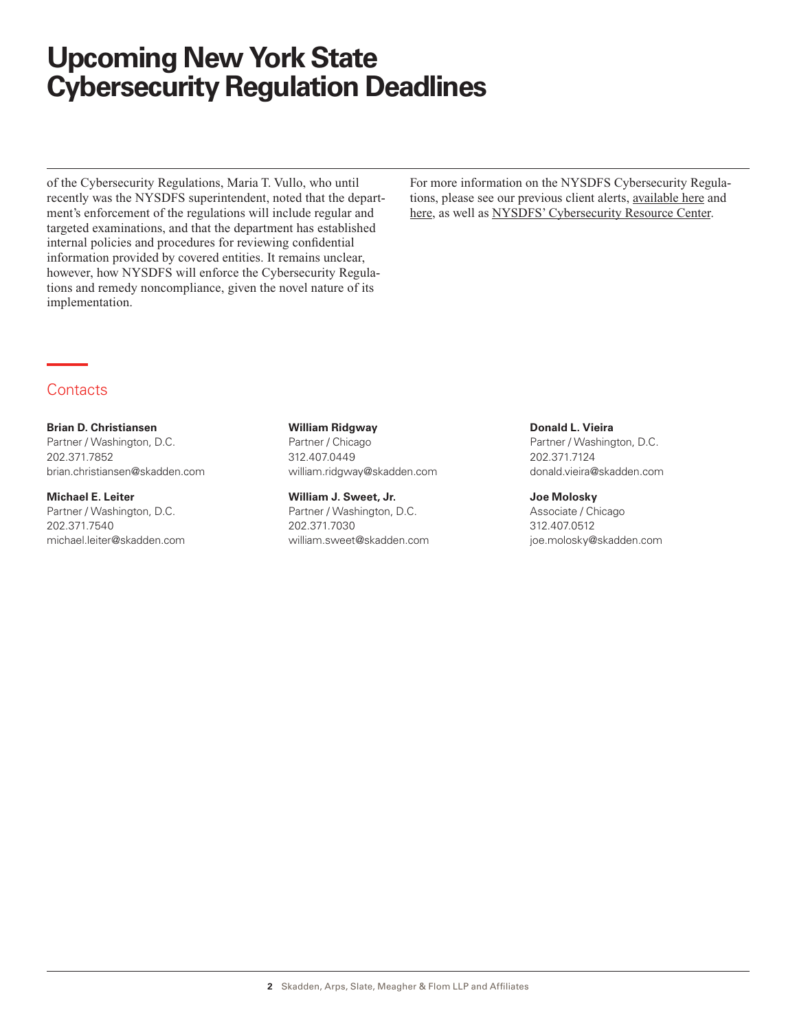of the Cybersecurity Regulations, Maria T. Vullo, who until recently was the NYSDFS superintendent, noted that the department's enforcement of the regulations will include regular and targeted examinations, and that the department has established internal policies and procedures for reviewing confidential information provided by covered entities. It remains unclear, however, how NYSDFS will enforce the Cybersecurity Regulations and remedy noncompliance, given the novel nature of its implementation.

For more information on the NYSDFS Cybersecurity Regulations, please see our previous client alerts, available here and here, as well as NYSDFS' Cybersecurity Resource Center.

## Contacts

**Brian D. Christiansen**
Partner / Washington, D.C.
202.371.7852
brian.christiansen@skadden.com

**Michael E. Leiter**
Partner / Washington, D.C.
202.371.7540
michael.leiter@skadden.com

**William Ridgway**
Partner / Chicago
312.407.0449
william.ridgway@skadden.com

**William J. Sweet, Jr.**
Partner / Washington, D.C.
202.371.7030
william.sweet@skadden.com

**Donald L. Vieira**
Partner / Washington, D.C.
202.371.7124
donald.vieira@skadden.com

**Joe Molosky**
Associate / Chicago
312.407.0512
joe.molosky@skadden.com